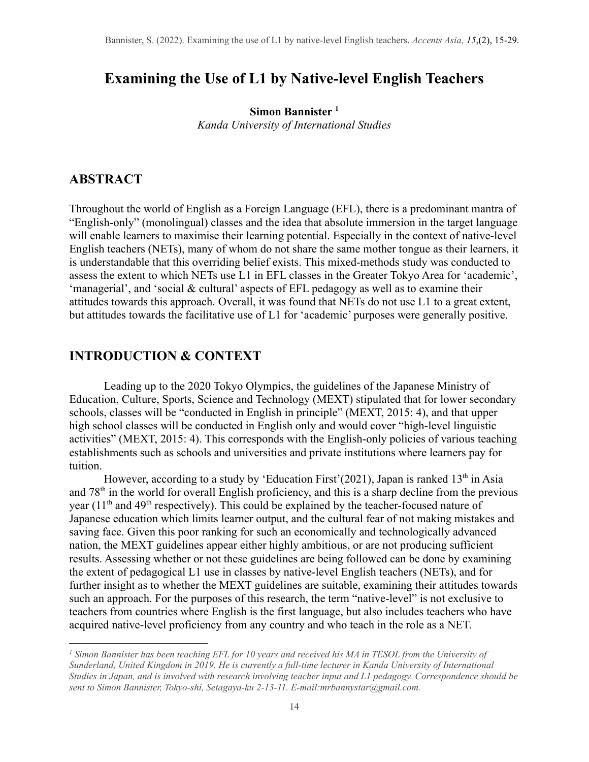# Examining the Use of L1 by Native-level English Teachers

**Simon Bannister** [1]
*Kanda University of International Studies*

## ABSTRACT

Throughout the world of English as a Foreign Language (EFL), there is a predominant mantra of "English-only" (monolingual) classes and the idea that absolute immersion in the target language will enable learners to maximise their learning potential. Especially in the context of native-level English teachers (NETs), many of whom do not share the same mother tongue as their learners, it is understandable that this overriding belief exists. This mixed-methods study was conducted to assess the extent to which NETs use L1 in EFL classes in the Greater Tokyo Area for 'academic', 'managerial', and 'social & cultural' aspects of EFL pedagogy as well as to examine their attitudes towards this approach. Overall, it was found that NETs do not use L1 to a great extent, but attitudes towards the facilitative use of L1 for 'academic' purposes were generally positive.

## INTRODUCTION & CONTEXT

Leading up to the 2020 Tokyo Olympics, the guidelines of the Japanese Ministry of Education, Culture, Sports, Science and Technology (MEXT) stipulated that for lower secondary schools, classes will be "conducted in English in principle" (MEXT, 2015: 4), and that upper high school classes will be conducted in English only and would cover "high-level linguistic activities" (MEXT, 2015: 4). This corresponds with the English-only policies of various teaching establishments such as schools and universities and private institutions where learners pay for tuition.

However, according to a study by 'Education First'(2021), Japan is ranked 13th in Asia and 78th in the world for overall English proficiency, and this is a sharp decline from the previous year (11th and 49th respectively). This could be explained by the teacher-focused nature of Japanese education which limits learner output, and the cultural fear of not making mistakes and saving face. Given this poor ranking for such an economically and technologically advanced nation, the MEXT guidelines appear either highly ambitious, or are not producing sufficient results. Assessing whether or not these guidelines are being followed can be done by examining the extent of pedagogical L1 use in classes by native-level English teachers (NETs), and for further insight as to whether the MEXT guidelines are suitable, examining their attitudes towards such an approach. For the purposes of this research, the term "native-level" is not exclusive to teachers from countries where English is the first language, but also includes teachers who have acquired native-level proficiency from any country and who teach in the role as a NET.

---

*[1] Simon Bannister has been teaching EFL for 10 years and received his MA in TESOL from the University of Sunderland, United Kingdom in 2019. He is currently a full-time lecturer in Kanda University of International Studies in Japan, and is involved with research involving teacher input and L1 pedagogy. Correspondence should be sent to Simon Bannister, Tokyo-shi, Setagaya-ku 2-13-11. E-mail:mrbannystar@gmail.com.*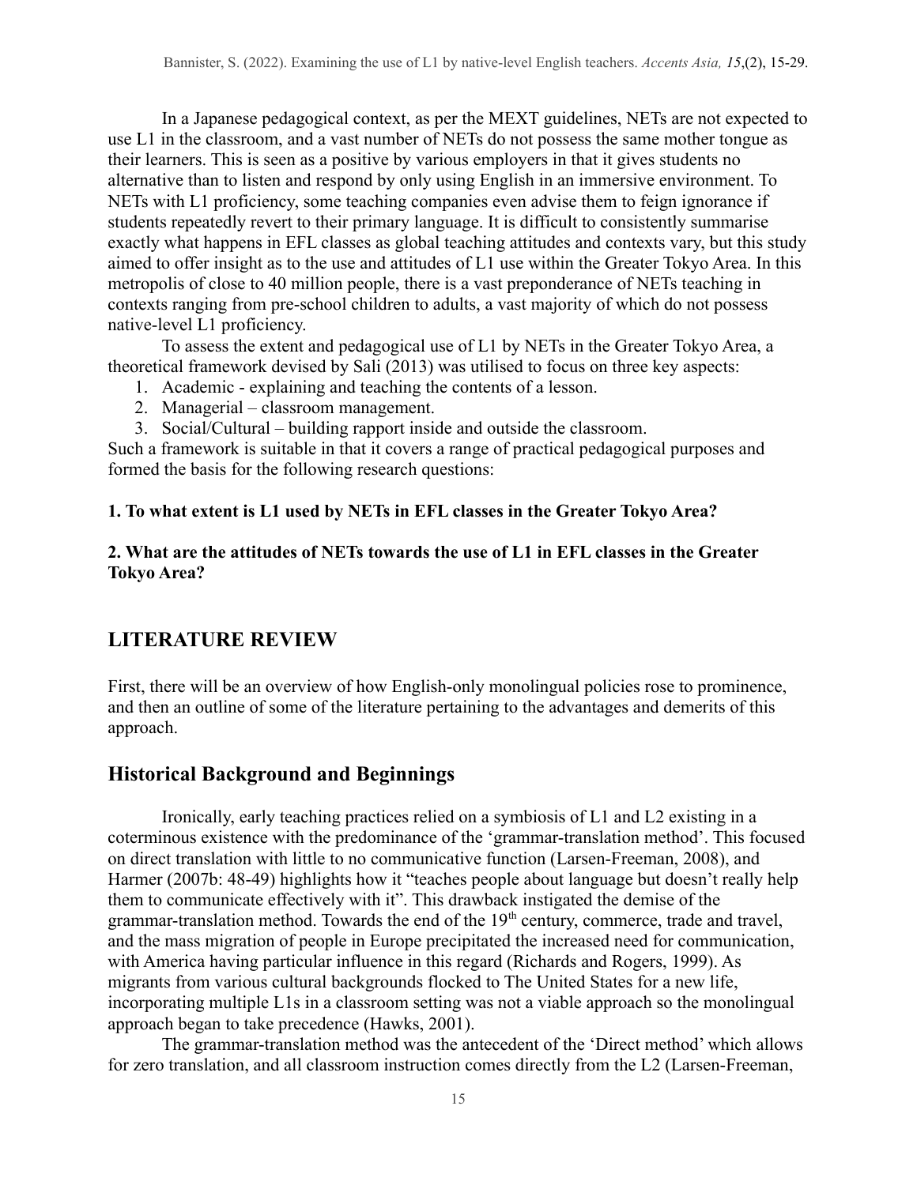In a Japanese pedagogical context, as per the MEXT guidelines, NETs are not expected to use L1 in the classroom, and a vast number of NETs do not possess the same mother tongue as their learners. This is seen as a positive by various employers in that it gives students no alternative than to listen and respond by only using English in an immersive environment. To NETs with L1 proficiency, some teaching companies even advise them to feign ignorance if students repeatedly revert to their primary language. It is difficult to consistently summarise exactly what happens in EFL classes as global teaching attitudes and contexts vary, but this study aimed to offer insight as to the use and attitudes of L1 use within the Greater Tokyo Area. In this metropolis of close to 40 million people, there is a vast preponderance of NETs teaching in contexts ranging from pre-school children to adults, a vast majority of which do not possess native-level L1 proficiency.

To assess the extent and pedagogical use of L1 by NETs in the Greater Tokyo Area, a theoretical framework devised by Sali (2013) was utilised to focus on three key aspects:

1. Academic - explaining and teaching the contents of a lesson.
2. Managerial – classroom management.
3. Social/Cultural – building rapport inside and outside the classroom.

Such a framework is suitable in that it covers a range of practical pedagogical purposes and formed the basis for the following research questions:

**1. To what extent is L1 used by NETs in EFL classes in the Greater Tokyo Area?**

**2. What are the attitudes of NETs towards the use of L1 in EFL classes in the Greater Tokyo Area?**

## LITERATURE REVIEW

First, there will be an overview of how English-only monolingual policies rose to prominence, and then an outline of some of the literature pertaining to the advantages and demerits of this approach.

### Historical Background and Beginnings

Ironically, early teaching practices relied on a symbiosis of L1 and L2 existing in a coterminous existence with the predominance of the 'grammar-translation method'. This focused on direct translation with little to no communicative function (Larsen-Freeman, 2008), and Harmer (2007b: 48-49) highlights how it "teaches people about language but doesn't really help them to communicate effectively with it". This drawback instigated the demise of the grammar-translation method. Towards the end of the 19th century, commerce, trade and travel, and the mass migration of people in Europe precipitated the increased need for communication, with America having particular influence in this regard (Richards and Rogers, 1999). As migrants from various cultural backgrounds flocked to The United States for a new life, incorporating multiple L1s in a classroom setting was not a viable approach so the monolingual approach began to take precedence (Hawks, 2001).

The grammar-translation method was the antecedent of the 'Direct method' which allows for zero translation, and all classroom instruction comes directly from the L2 (Larsen-Freeman,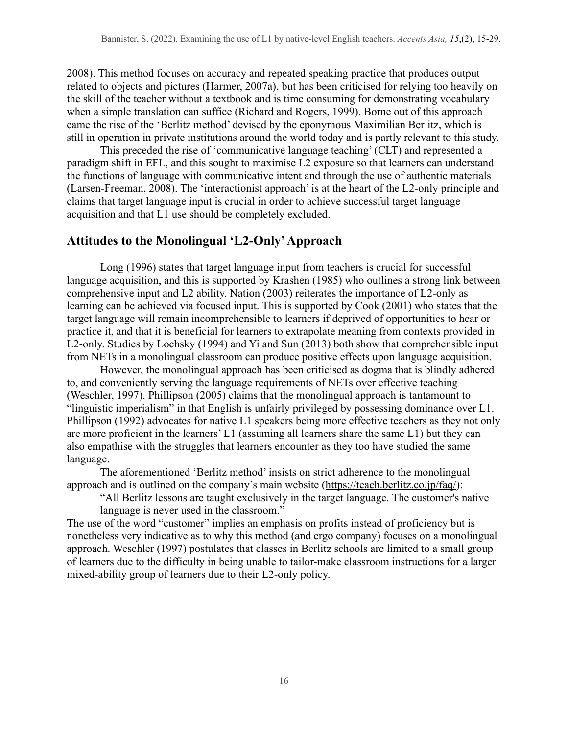2008). This method focuses on accuracy and repeated speaking practice that produces output related to objects and pictures (Harmer, 2007a), but has been criticised for relying too heavily on the skill of the teacher without a textbook and is time consuming for demonstrating vocabulary when a simple translation can suffice (Richard and Rogers, 1999). Borne out of this approach came the rise of the 'Berlitz method' devised by the eponymous Maximilian Berlitz, which is still in operation in private institutions around the world today and is partly relevant to this study.

This preceded the rise of 'communicative language teaching' (CLT) and represented a paradigm shift in EFL, and this sought to maximise L2 exposure so that learners can understand the functions of language with communicative intent and through the use of authentic materials (Larsen-Freeman, 2008). The 'interactionist approach' is at the heart of the L2-only principle and claims that target language input is crucial in order to achieve successful target language acquisition and that L1 use should be completely excluded.

## Attitudes to the Monolingual 'L2-Only' Approach

Long (1996) states that target language input from teachers is crucial for successful language acquisition, and this is supported by Krashen (1985) who outlines a strong link between comprehensive input and L2 ability. Nation (2003) reiterates the importance of L2-only as learning can be achieved via focused input. This is supported by Cook (2001) who states that the target language will remain incomprehensible to learners if deprived of opportunities to hear or practice it, and that it is beneficial for learners to extrapolate meaning from contexts provided in L2-only. Studies by Lochsky (1994) and Yi and Sun (2013) both show that comprehensible input from NETs in a monolingual classroom can produce positive effects upon language acquisition.

However, the monolingual approach has been criticised as dogma that is blindly adhered to, and conveniently serving the language requirements of NETs over effective teaching (Weschler, 1997). Phillipson (2005) claims that the monolingual approach is tantamount to "linguistic imperialism" in that English is unfairly privileged by possessing dominance over L1. Phillipson (1992) advocates for native L1 speakers being more effective teachers as they not only are more proficient in the learners' L1 (assuming all learners share the same L1) but they can also empathise with the struggles that learners encounter as they too have studied the same language.

The aforementioned 'Berlitz method' insists on strict adherence to the monolingual approach and is outlined on the company's main website (https://teach.berlitz.co.jp/faq/):

> "All Berlitz lessons are taught exclusively in the target language. The customer's native language is never used in the classroom."

The use of the word "customer" implies an emphasis on profits instead of proficiency but is nonetheless very indicative as to why this method (and ergo company) focuses on a monolingual approach. Weschler (1997) postulates that classes in Berlitz schools are limited to a small group of learners due to the difficulty in being unable to tailor-make classroom instructions for a larger mixed-ability group of learners due to their L2-only policy.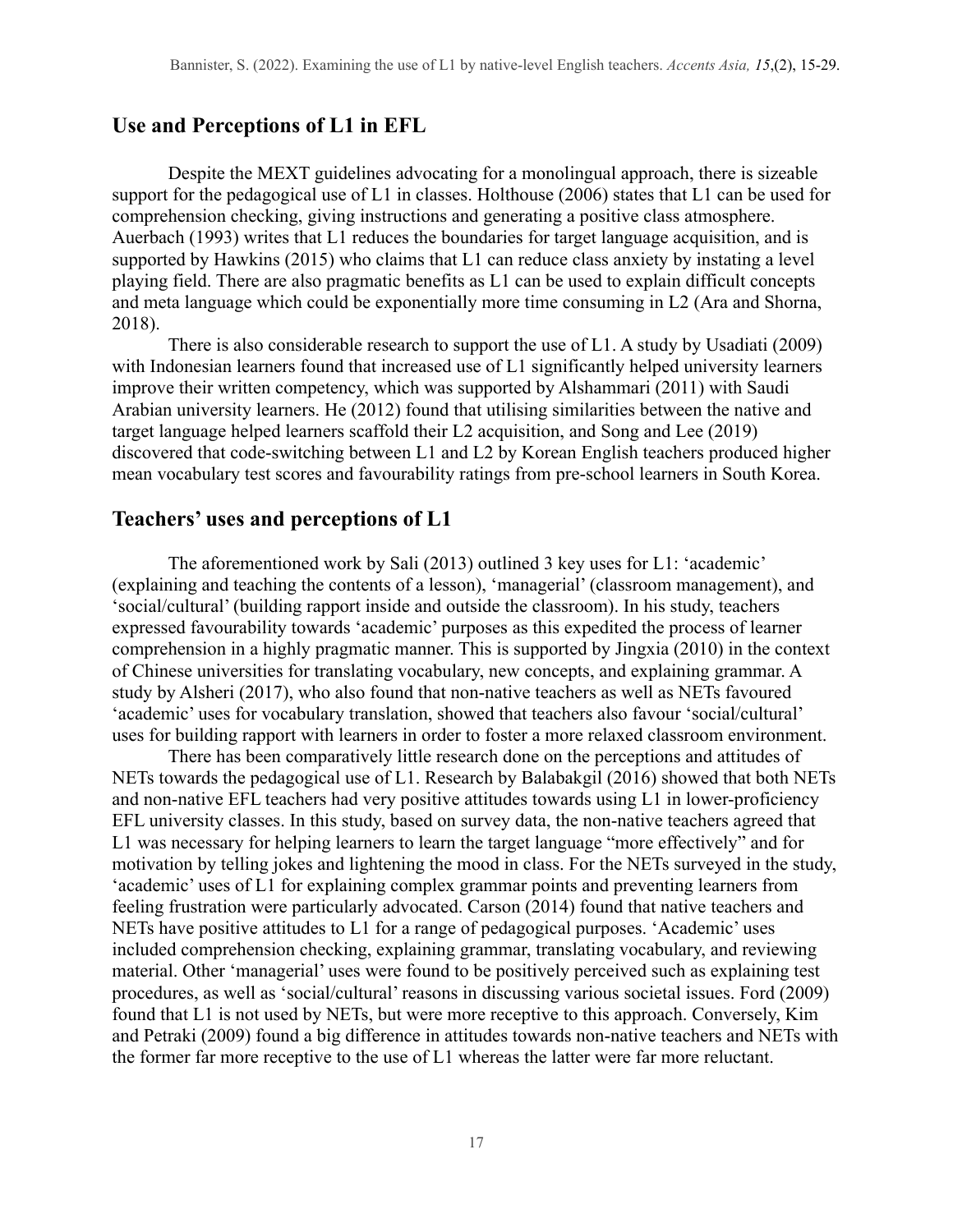## Use and Perceptions of L1 in EFL

Despite the MEXT guidelines advocating for a monolingual approach, there is sizeable support for the pedagogical use of L1 in classes. Holthouse (2006) states that L1 can be used for comprehension checking, giving instructions and generating a positive class atmosphere. Auerbach (1993) writes that L1 reduces the boundaries for target language acquisition, and is supported by Hawkins (2015) who claims that L1 can reduce class anxiety by instating a level playing field. There are also pragmatic benefits as L1 can be used to explain difficult concepts and meta language which could be exponentially more time consuming in L2 (Ara and Shorna, 2018).

There is also considerable research to support the use of L1. A study by Usadiati (2009) with Indonesian learners found that increased use of L1 significantly helped university learners improve their written competency, which was supported by Alshammari (2011) with Saudi Arabian university learners. He (2012) found that utilising similarities between the native and target language helped learners scaffold their L2 acquisition, and Song and Lee (2019) discovered that code-switching between L1 and L2 by Korean English teachers produced higher mean vocabulary test scores and favourability ratings from pre-school learners in South Korea.

## Teachers' uses and perceptions of L1

The aforementioned work by Sali (2013) outlined 3 key uses for L1: 'academic' (explaining and teaching the contents of a lesson), 'managerial' (classroom management), and 'social/cultural' (building rapport inside and outside the classroom). In his study, teachers expressed favourability towards 'academic' purposes as this expedited the process of learner comprehension in a highly pragmatic manner. This is supported by Jingxia (2010) in the context of Chinese universities for translating vocabulary, new concepts, and explaining grammar. A study by Alsheri (2017), who also found that non-native teachers as well as NETs favoured 'academic' uses for vocabulary translation, showed that teachers also favour 'social/cultural' uses for building rapport with learners in order to foster a more relaxed classroom environment.

There has been comparatively little research done on the perceptions and attitudes of NETs towards the pedagogical use of L1. Research by Balabakgil (2016) showed that both NETs and non-native EFL teachers had very positive attitudes towards using L1 in lower-proficiency EFL university classes. In this study, based on survey data, the non-native teachers agreed that L1 was necessary for helping learners to learn the target language "more effectively" and for motivation by telling jokes and lightening the mood in class. For the NETs surveyed in the study, 'academic' uses of L1 for explaining complex grammar points and preventing learners from feeling frustration were particularly advocated. Carson (2014) found that native teachers and NETs have positive attitudes to L1 for a range of pedagogical purposes. 'Academic' uses included comprehension checking, explaining grammar, translating vocabulary, and reviewing material. Other 'managerial' uses were found to be positively perceived such as explaining test procedures, as well as 'social/cultural' reasons in discussing various societal issues. Ford (2009) found that L1 is not used by NETs, but were more receptive to this approach. Conversely, Kim and Petraki (2009) found a big difference in attitudes towards non-native teachers and NETs with the former far more receptive to the use of L1 whereas the latter were far more reluctant.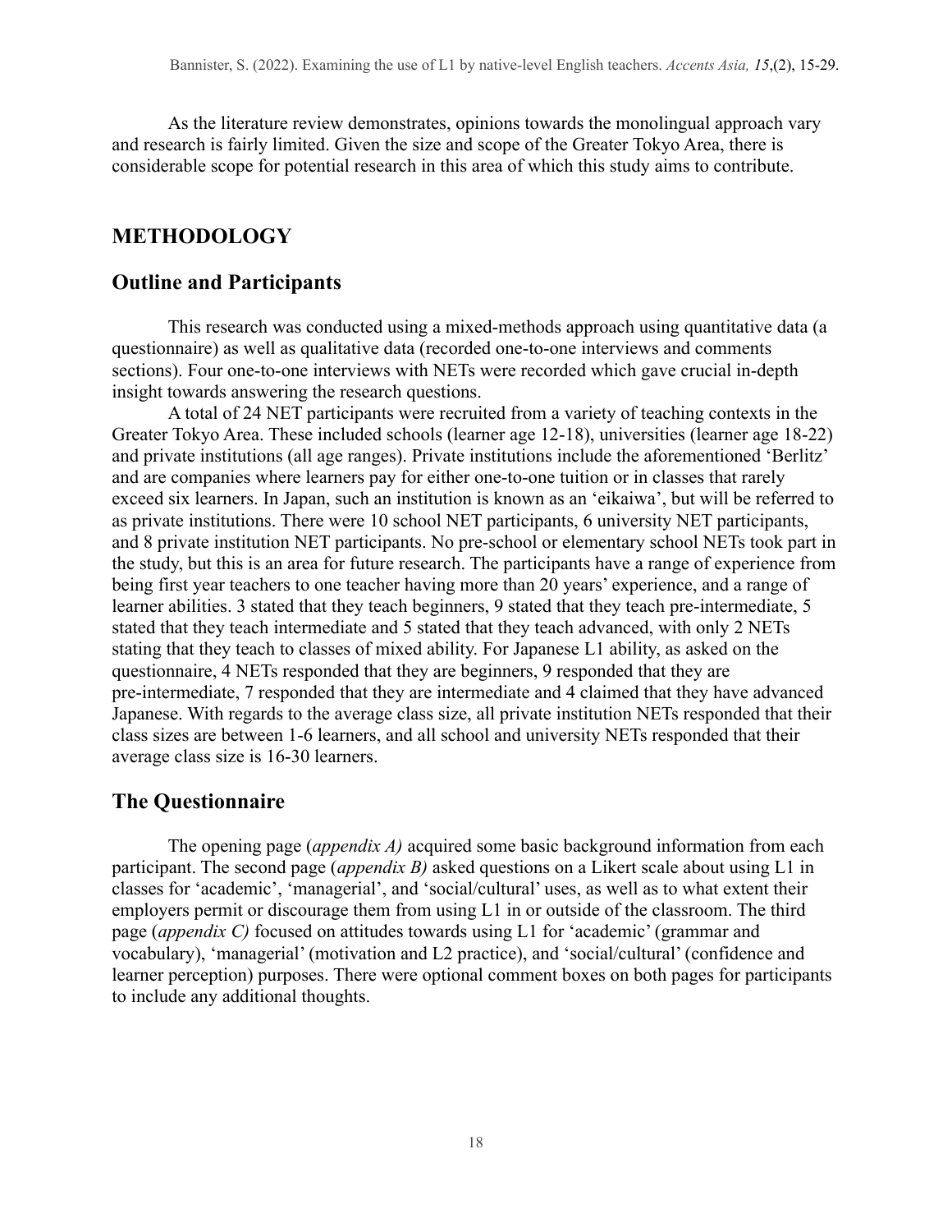As the literature review demonstrates, opinions towards the monolingual approach vary and research is fairly limited. Given the size and scope of the Greater Tokyo Area, there is considerable scope for potential research in this area of which this study aims to contribute.

# METHODOLOGY

## Outline and Participants

This research was conducted using a mixed-methods approach using quantitative data (a questionnaire) as well as qualitative data (recorded one-to-one interviews and comments sections). Four one-to-one interviews with NETs were recorded which gave crucial in-depth insight towards answering the research questions.

A total of 24 NET participants were recruited from a variety of teaching contexts in the Greater Tokyo Area. These included schools (learner age 12-18), universities (learner age 18-22) and private institutions (all age ranges). Private institutions include the aforementioned 'Berlitz' and are companies where learners pay for either one-to-one tuition or in classes that rarely exceed six learners. In Japan, such an institution is known as an 'eikaiwa', but will be referred to as private institutions. There were 10 school NET participants, 6 university NET participants, and 8 private institution NET participants. No pre-school or elementary school NETs took part in the study, but this is an area for future research. The participants have a range of experience from being first year teachers to one teacher having more than 20 years' experience, and a range of learner abilities. 3 stated that they teach beginners, 9 stated that they teach pre-intermediate, 5 stated that they teach intermediate and 5 stated that they teach advanced, with only 2 NETs stating that they teach to classes of mixed ability. For Japanese L1 ability, as asked on the questionnaire, 4 NETs responded that they are beginners, 9 responded that they are pre-intermediate, 7 responded that they are intermediate and 4 claimed that they have advanced Japanese. With regards to the average class size, all private institution NETs responded that their class sizes are between 1-6 learners, and all school and university NETs responded that their average class size is 16-30 learners.

## The Questionnaire

The opening page (*appendix A)* acquired some basic background information from each participant. The second page (*appendix B)* asked questions on a Likert scale about using L1 in classes for 'academic', 'managerial', and 'social/cultural' uses, as well as to what extent their employers permit or discourage them from using L1 in or outside of the classroom. The third page (*appendix C)* focused on attitudes towards using L1 for 'academic' (grammar and vocabulary), 'managerial' (motivation and L2 practice), and 'social/cultural' (confidence and learner perception) purposes. There were optional comment boxes on both pages for participants to include any additional thoughts.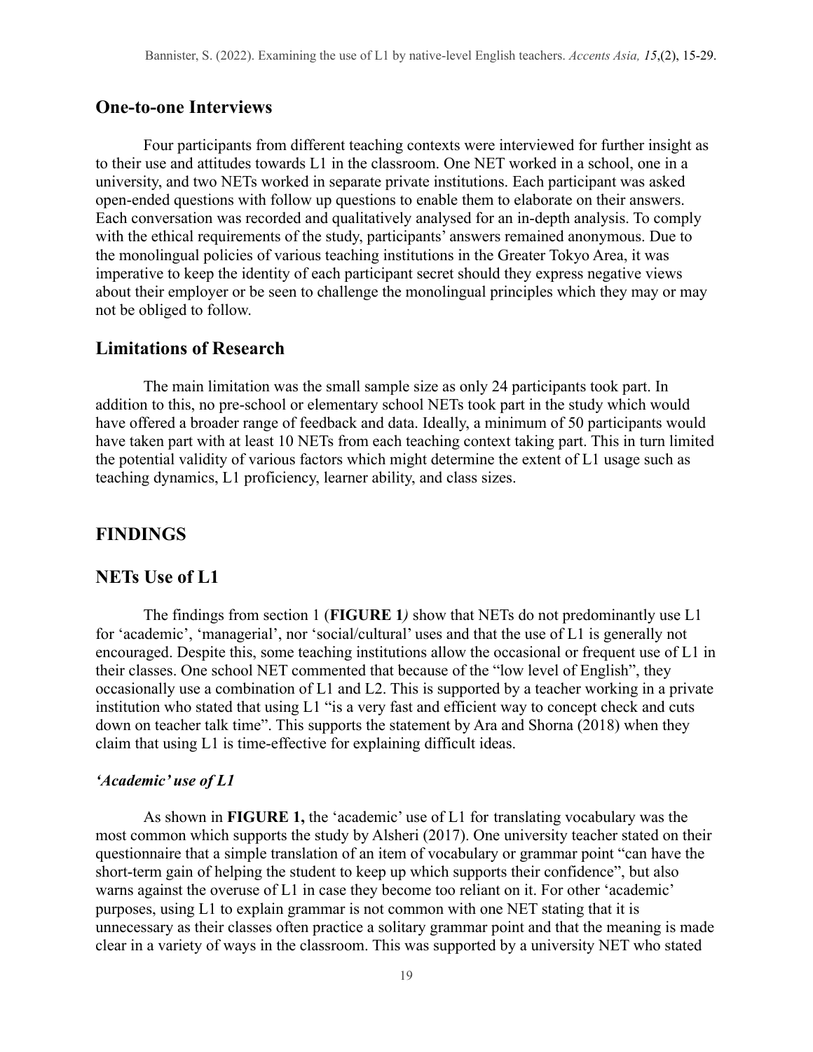## One-to-one Interviews

Four participants from different teaching contexts were interviewed for further insight as to their use and attitudes towards L1 in the classroom. One NET worked in a school, one in a university, and two NETs worked in separate private institutions. Each participant was asked open-ended questions with follow up questions to enable them to elaborate on their answers. Each conversation was recorded and qualitatively analysed for an in-depth analysis. To comply with the ethical requirements of the study, participants' answers remained anonymous. Due to the monolingual policies of various teaching institutions in the Greater Tokyo Area, it was imperative to keep the identity of each participant secret should they express negative views about their employer or be seen to challenge the monolingual principles which they may or may not be obliged to follow.

## Limitations of Research

The main limitation was the small sample size as only 24 participants took part. In addition to this, no pre-school or elementary school NETs took part in the study which would have offered a broader range of feedback and data. Ideally, a minimum of 50 participants would have taken part with at least 10 NETs from each teaching context taking part. This in turn limited the potential validity of various factors which might determine the extent of L1 usage such as teaching dynamics, L1 proficiency, learner ability, and class sizes.

# FINDINGS

## NETs Use of L1

The findings from section 1 (**FIGURE 1***)* show that NETs do not predominantly use L1 for 'academic', 'managerial', nor 'social/cultural' uses and that the use of L1 is generally not encouraged. Despite this, some teaching institutions allow the occasional or frequent use of L1 in their classes. One school NET commented that because of the "low level of English", they occasionally use a combination of L1 and L2. This is supported by a teacher working in a private institution who stated that using L1 "is a very fast and efficient way to concept check and cuts down on teacher talk time". This supports the statement by Ara and Shorna (2018) when they claim that using L1 is time-effective for explaining difficult ideas.

### *'Academic' use of L1*

As shown in **FIGURE 1,** the 'academic' use of L1 for translating vocabulary was the most common which supports the study by Alsheri (2017). One university teacher stated on their questionnaire that a simple translation of an item of vocabulary or grammar point "can have the short-term gain of helping the student to keep up which supports their confidence", but also warns against the overuse of L1 in case they become too reliant on it. For other 'academic' purposes, using L1 to explain grammar is not common with one NET stating that it is unnecessary as their classes often practice a solitary grammar point and that the meaning is made clear in a variety of ways in the classroom. This was supported by a university NET who stated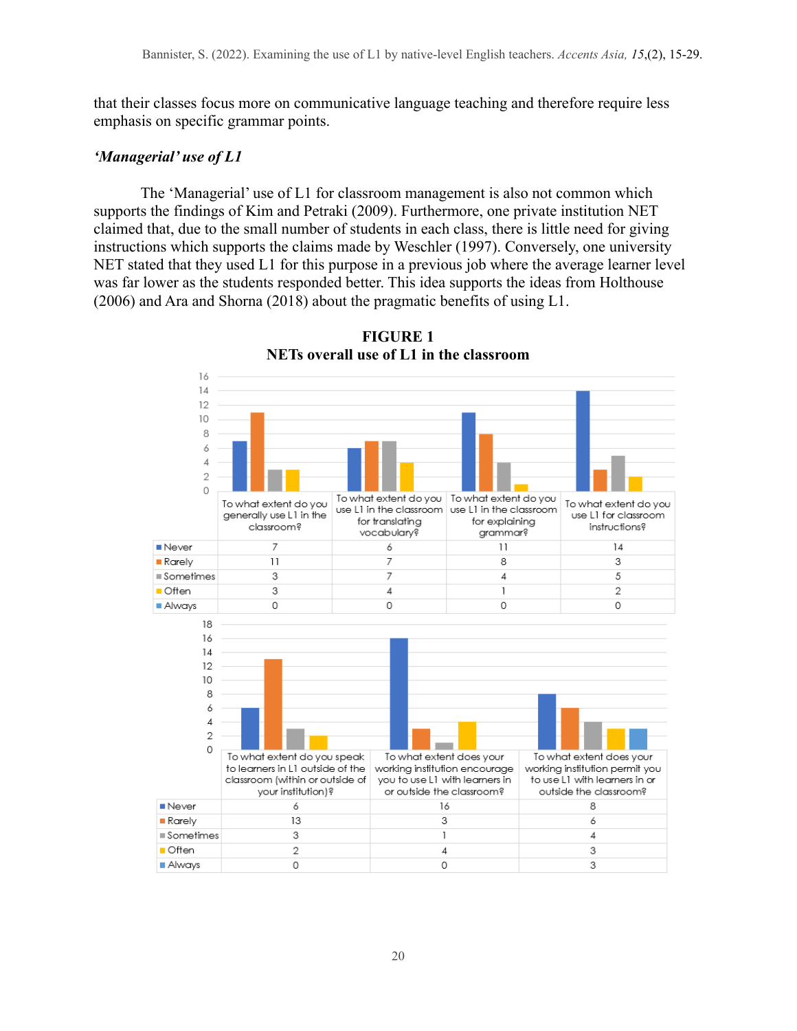that their classes focus more on communicative language teaching and therefore require less emphasis on specific grammar points.

### *'Managerial' use of L1*

The 'Managerial' use of L1 for classroom management is also not common which supports the findings of Kim and Petraki (2009). Furthermore, one private institution NET claimed that, due to the small number of students in each class, there is little need for giving instructions which supports the claims made by Weschler (1997). Conversely, one university NET stated that they used L1 for this purpose in a previous job where the average learner level was far lower as the students responded better. This idea supports the ideas from Holthouse (2006) and Ara and Shorna (2018) about the pragmatic benefits of using L1.

**FIGURE 1**
**NETs overall use of L1 in the classroom**

| | To what extent do you generally use L1 in the classroom? | To what extent do you use L1 in the classroom for translating vocabulary? | To what extent do you use L1 in the classroom for explaining grammar? | To what extent do you use L1 for classroom instructions? |
|---|---|---|---|---|
| Never | 7 | 6 | 11 | 14 |
| Rarely | 11 | 7 | 8 | 3 |
| Sometimes | 3 | 7 | 4 | 5 |
| Often | 3 | 4 | 1 | 2 |
| Always | 0 | 0 | 0 | 0 |

| | To what extent do you speak to learners in L1 outside of the classroom (within or outside of your institution)? | To what extent does your working institution encourage you to use L1 with learners in or outside the classroom? | To what extent does your working institution permit you to use L1 with learners in or outside the classroom? |
|---|---|---|---|
| Never | 6 | 16 | 8 |
| Rarely | 13 | 3 | 6 |
| Sometimes | 3 | 1 | 4 |
| Often | 2 | 4 | 3 |
| Always | 0 | 0 | 3 |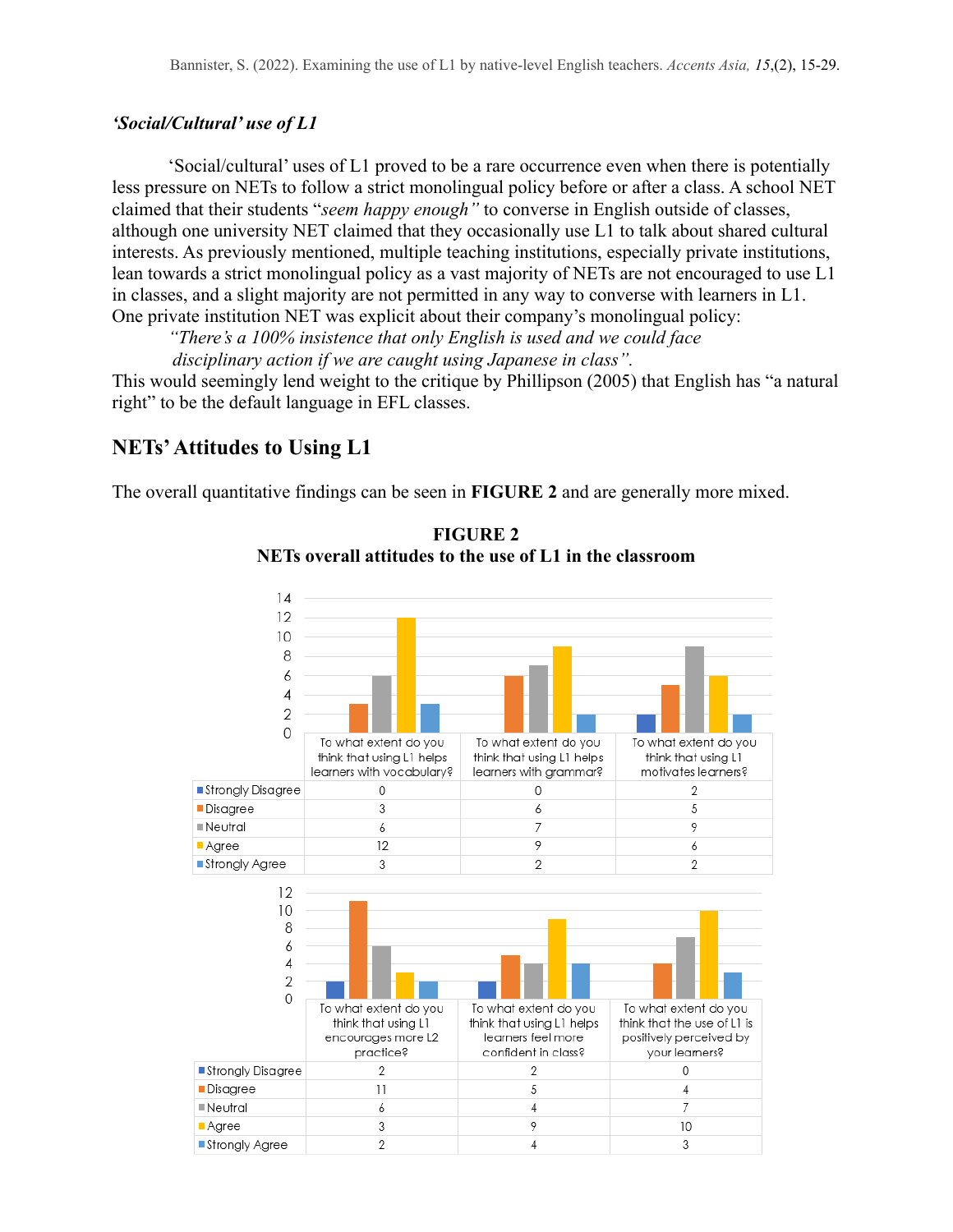### *'Social/Cultural' use of L1*

'Social/cultural' uses of L1 proved to be a rare occurrence even when there is potentially less pressure on NETs to follow a strict monolingual policy before or after a class. A school NET claimed that their students "*seem happy enough"* to converse in English outside of classes, although one university NET claimed that they occasionally use L1 to talk about shared cultural interests. As previously mentioned, multiple teaching institutions, especially private institutions, lean towards a strict monolingual policy as a vast majority of NETs are not encouraged to use L1 in classes, and a slight majority are not permitted in any way to converse with learners in L1. One private institution NET was explicit about their company's monolingual policy:

> *"There's a 100% insistence that only English is used and we could face disciplinary action if we are caught using Japanese in class".*

This would seemingly lend weight to the critique by Phillipson (2005) that English has "a natural right" to be the default language in EFL classes.

## NETs' Attitudes to Using L1

The overall quantitative findings can be seen in **FIGURE 2** and are generally more mixed.

**FIGURE 2**
**NETs overall attitudes to the use of L1 in the classroom**

| | To what extent do you think that using L1 helps learners with vocabulary? | To what extent do you think that using L1 helps learners with grammar? | To what extent do you think that using L1 motivates learners? |
|---|---|---|---|
| Strongly Disagree | 0 | 0 | 2 |
| Disagree | 3 | 6 | 5 |
| Neutral | 6 | 7 | 9 |
| Agree | 12 | 9 | 6 |
| Strongly Agree | 3 | 2 | 2 |

| | To what extent do you think that using L1 encourages more L2 practice? | To what extent do you think that using L1 helps learners feel more confident in class? | To what extent do you think that the use of L1 is positively perceived by your learners? |
|---|---|---|---|
| Strongly Disagree | 2 | 2 | 0 |
| Disagree | 11 | 5 | 4 |
| Neutral | 6 | 4 | 7 |
| Agree | 3 | 9 | 10 |
| Strongly Agree | 2 | 4 | 3 |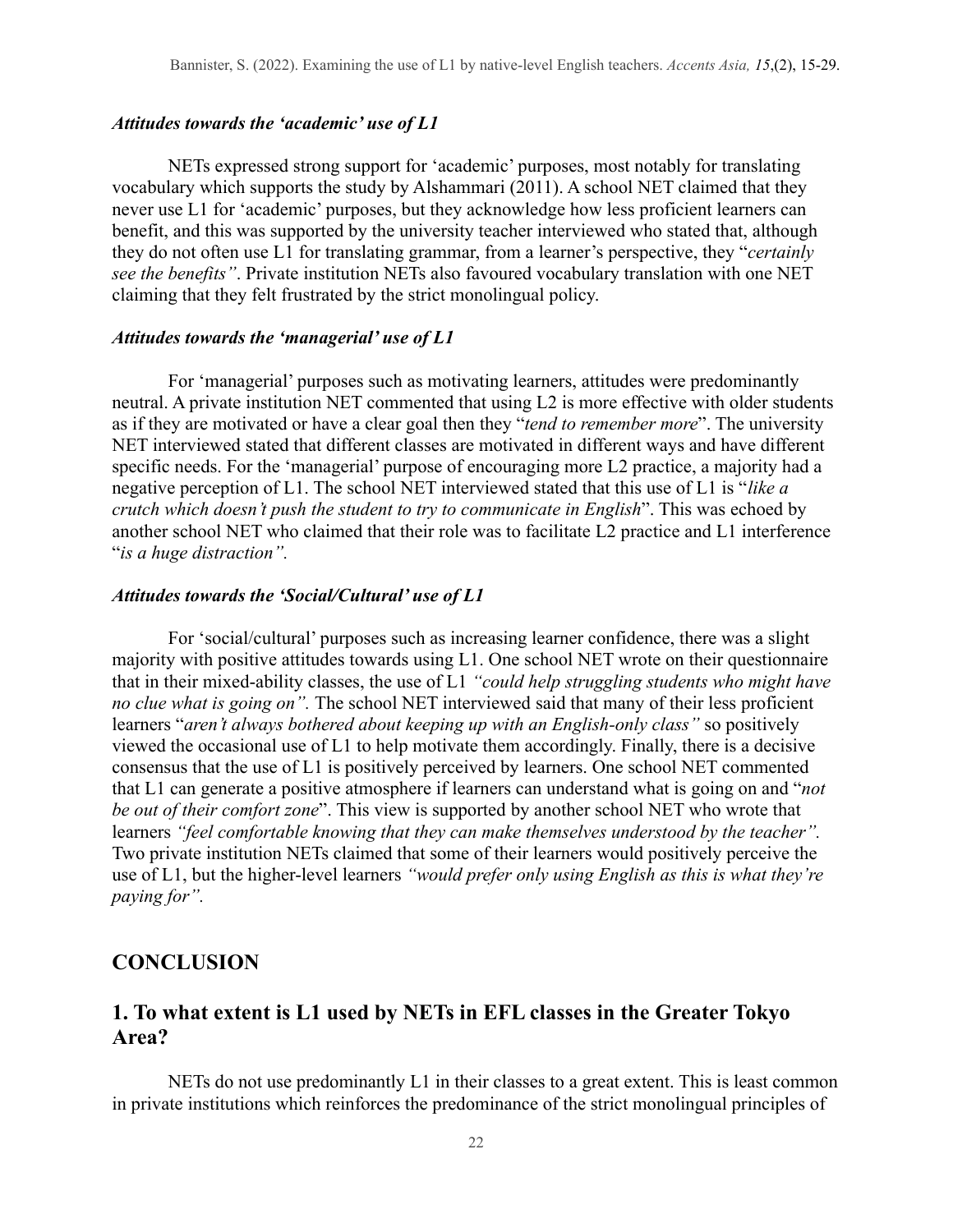### *Attitudes towards the 'academic' use of L1*

NETs expressed strong support for 'academic' purposes, most notably for translating vocabulary which supports the study by Alshammari (2011). A school NET claimed that they never use L1 for 'academic' purposes, but they acknowledge how less proficient learners can benefit, and this was supported by the university teacher interviewed who stated that, although they do not often use L1 for translating grammar, from a learner's perspective, they "*certainly see the benefits"*. Private institution NETs also favoured vocabulary translation with one NET claiming that they felt frustrated by the strict monolingual policy.

### *Attitudes towards the 'managerial' use of L1*

For 'managerial' purposes such as motivating learners, attitudes were predominantly neutral. A private institution NET commented that using L2 is more effective with older students as if they are motivated or have a clear goal then they "*tend to remember more*". The university NET interviewed stated that different classes are motivated in different ways and have different specific needs. For the 'managerial' purpose of encouraging more L2 practice, a majority had a negative perception of L1. The school NET interviewed stated that this use of L1 is "*like a crutch which doesn't push the student to try to communicate in English*". This was echoed by another school NET who claimed that their role was to facilitate L2 practice and L1 interference "*is a huge distraction".*

### *Attitudes towards the 'Social/Cultural' use of L1*

For 'social/cultural' purposes such as increasing learner confidence, there was a slight majority with positive attitudes towards using L1. One school NET wrote on their questionnaire that in their mixed-ability classes, the use of L1 *"could help struggling students who might have no clue what is going on".* The school NET interviewed said that many of their less proficient learners "*aren't always bothered about keeping up with an English-only class"* so positively viewed the occasional use of L1 to help motivate them accordingly. Finally, there is a decisive consensus that the use of L1 is positively perceived by learners. One school NET commented that L1 can generate a positive atmosphere if learners can understand what is going on and "*not be out of their comfort zone*". This view is supported by another school NET who wrote that learners *"feel comfortable knowing that they can make themselves understood by the teacher".* Two private institution NETs claimed that some of their learners would positively perceive the use of L1, but the higher-level learners *"would prefer only using English as this is what they're paying for".*

## CONCLUSION

## 1. To what extent is L1 used by NETs in EFL classes in the Greater Tokyo Area?

NETs do not use predominantly L1 in their classes to a great extent. This is least common in private institutions which reinforces the predominance of the strict monolingual principles of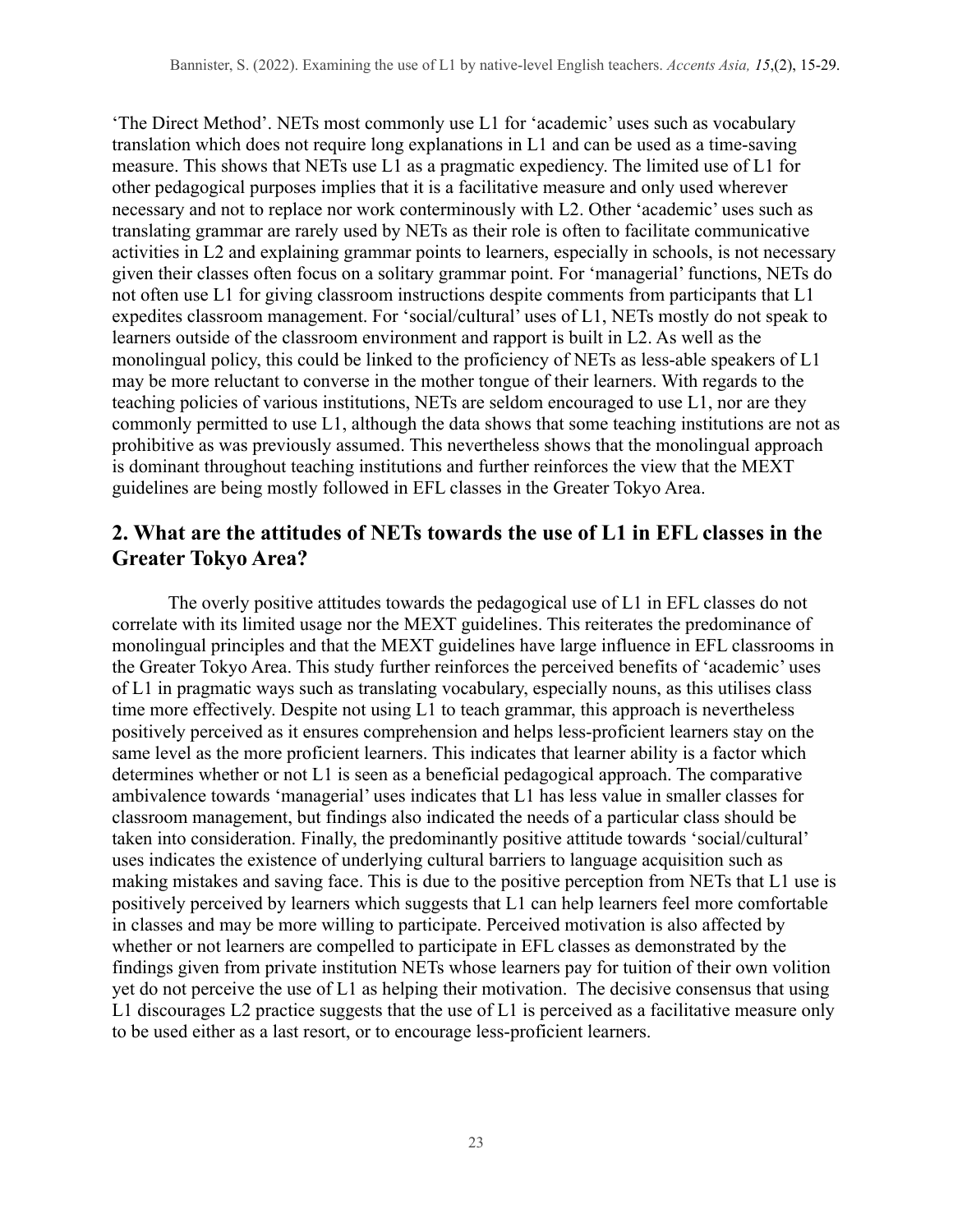'The Direct Method'. NETs most commonly use L1 for 'academic' uses such as vocabulary translation which does not require long explanations in L1 and can be used as a time-saving measure. This shows that NETs use L1 as a pragmatic expediency. The limited use of L1 for other pedagogical purposes implies that it is a facilitative measure and only used wherever necessary and not to replace nor work conterminously with L2. Other 'academic' uses such as translating grammar are rarely used by NETs as their role is often to facilitate communicative activities in L2 and explaining grammar points to learners, especially in schools, is not necessary given their classes often focus on a solitary grammar point. For 'managerial' functions, NETs do not often use L1 for giving classroom instructions despite comments from participants that L1 expedites classroom management. For 'social/cultural' uses of L1, NETs mostly do not speak to learners outside of the classroom environment and rapport is built in L2. As well as the monolingual policy, this could be linked to the proficiency of NETs as less-able speakers of L1 may be more reluctant to converse in the mother tongue of their learners. With regards to the teaching policies of various institutions, NETs are seldom encouraged to use L1, nor are they commonly permitted to use L1, although the data shows that some teaching institutions are not as prohibitive as was previously assumed. This nevertheless shows that the monolingual approach is dominant throughout teaching institutions and further reinforces the view that the MEXT guidelines are being mostly followed in EFL classes in the Greater Tokyo Area.

## 2. What are the attitudes of NETs towards the use of L1 in EFL classes in the Greater Tokyo Area?

The overly positive attitudes towards the pedagogical use of L1 in EFL classes do not correlate with its limited usage nor the MEXT guidelines. This reiterates the predominance of monolingual principles and that the MEXT guidelines have large influence in EFL classrooms in the Greater Tokyo Area. This study further reinforces the perceived benefits of 'academic' uses of L1 in pragmatic ways such as translating vocabulary, especially nouns, as this utilises class time more effectively. Despite not using L1 to teach grammar, this approach is nevertheless positively perceived as it ensures comprehension and helps less-proficient learners stay on the same level as the more proficient learners. This indicates that learner ability is a factor which determines whether or not L1 is seen as a beneficial pedagogical approach. The comparative ambivalence towards 'managerial' uses indicates that L1 has less value in smaller classes for classroom management, but findings also indicated the needs of a particular class should be taken into consideration. Finally, the predominantly positive attitude towards 'social/cultural' uses indicates the existence of underlying cultural barriers to language acquisition such as making mistakes and saving face. This is due to the positive perception from NETs that L1 use is positively perceived by learners which suggests that L1 can help learners feel more comfortable in classes and may be more willing to participate. Perceived motivation is also affected by whether or not learners are compelled to participate in EFL classes as demonstrated by the findings given from private institution NETs whose learners pay for tuition of their own volition yet do not perceive the use of L1 as helping their motivation. The decisive consensus that using L1 discourages L2 practice suggests that the use of L1 is perceived as a facilitative measure only to be used either as a last resort, or to encourage less-proficient learners.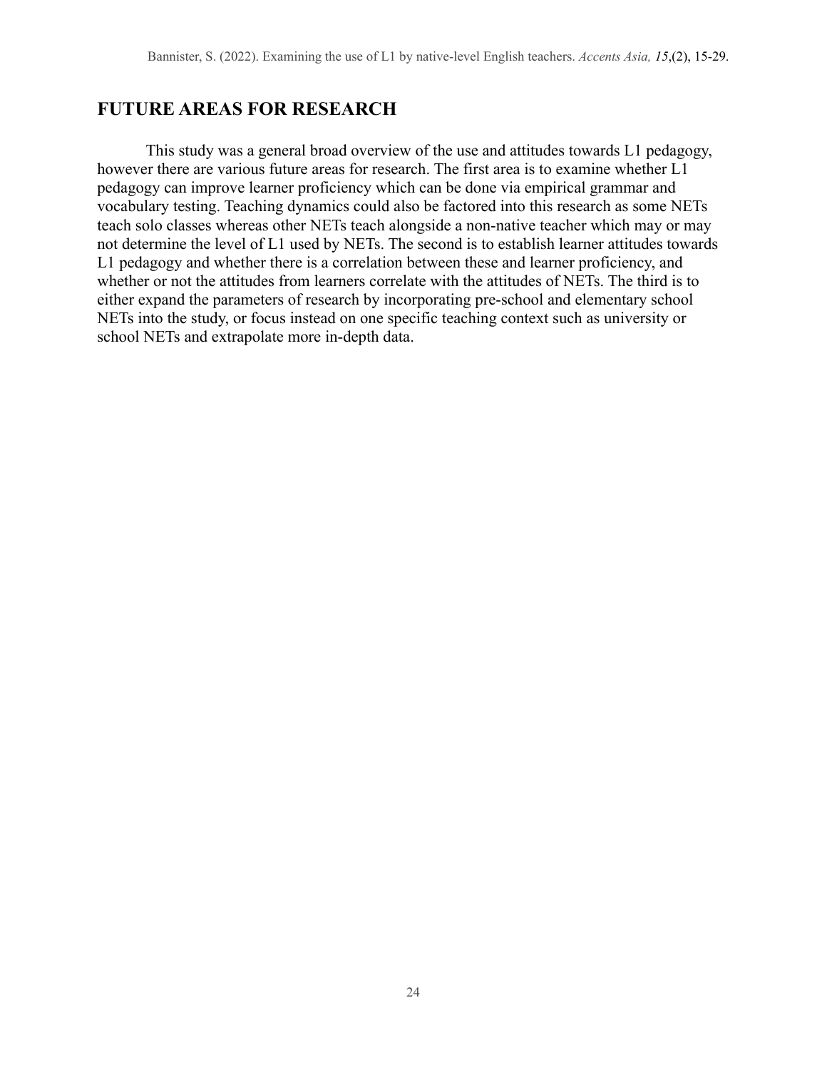## FUTURE AREAS FOR RESEARCH

This study was a general broad overview of the use and attitudes towards L1 pedagogy, however there are various future areas for research. The first area is to examine whether L1 pedagogy can improve learner proficiency which can be done via empirical grammar and vocabulary testing. Teaching dynamics could also be factored into this research as some NETs teach solo classes whereas other NETs teach alongside a non-native teacher which may or may not determine the level of L1 used by NETs. The second is to establish learner attitudes towards L1 pedagogy and whether there is a correlation between these and learner proficiency, and whether or not the attitudes from learners correlate with the attitudes of NETs. The third is to either expand the parameters of research by incorporating pre-school and elementary school NETs into the study, or focus instead on one specific teaching context such as university or school NETs and extrapolate more in-depth data.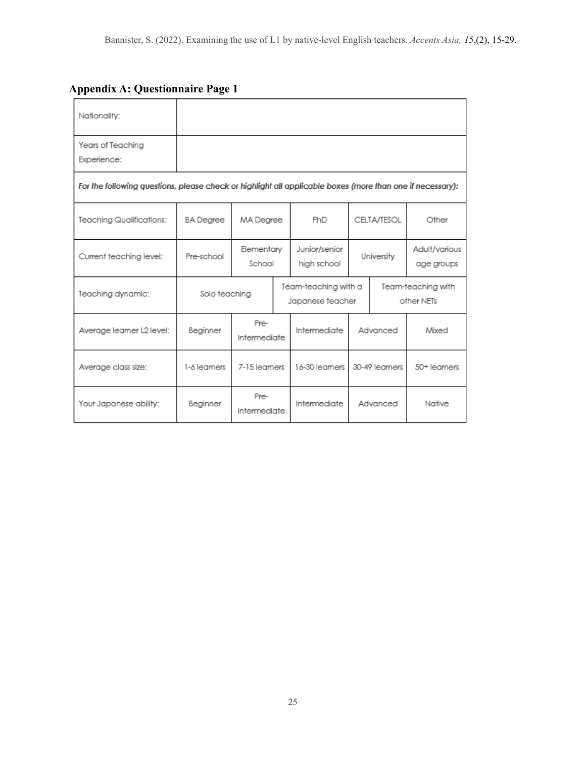## Appendix A: Questionnaire Page 1

| Nationality: | | | | | |
|---|---|---|---|---|---|
| Years of Teaching Experience: | | | | | |
| *For the following questions, please check or highlight all applicable boxes (more than one if necessary):* | | | | | |
| Teaching Qualifications: | BA Degree | MA Degree | PhD | CELTA/TESOL | Other |
| Current teaching level: | Pre-school | Elementary School | Junior/senior high school | University | Adult/various age groups |
| Teaching dynamic: | Solo teaching | | Team-teaching with a Japanese teacher | | Team-teaching with other NETs |
| Average learner L2 level: | Beginner | Pre-Intermediate | Intermediate | Advanced | Mixed |
| Average class size: | 1-6 learners | 7-15 learners | 16-30 learners | 30-49 learners | 50+ learners |
| Your Japanese ability: | Beginner | Pre-intermediate | Intermediate | Advanced | Native |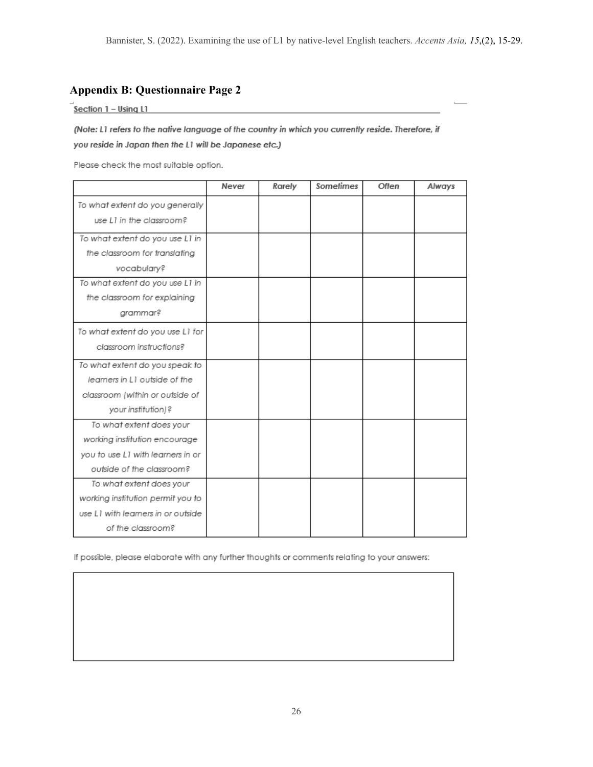## Appendix B: Questionnaire Page 2

Section 1 – Using L1

***(Note: L1 refers to the native language of the country in which you currently reside. Therefore, if you reside in Japan then the L1 will be Japanese etc.)***

Please check the most suitable option.

| | Never | Rarely | Sometimes | Often | Always |
|---|---|---|---|---|---|
| *To what extent do you generally use L1 in the classroom?* | | | | | |
| *To what extent do you use L1 in the classroom for translating vocabulary?* | | | | | |
| *To what extent do you use L1 in the classroom for explaining grammar?* | | | | | |
| *To what extent do you use L1 for classroom instructions?* | | | | | |
| *To what extent do you speak to learners in L1 outside of the classroom (within or outside of your institution)?* | | | | | |
| *To what extent does your working institution encourage you to use L1 with learners in or outside of the classroom?* | | | | | |
| *To what extent does your working institution permit you to use L1 with learners in or outside of the classroom?* | | | | | |

If possible, please elaborate with any further thoughts or comments relating to your answers: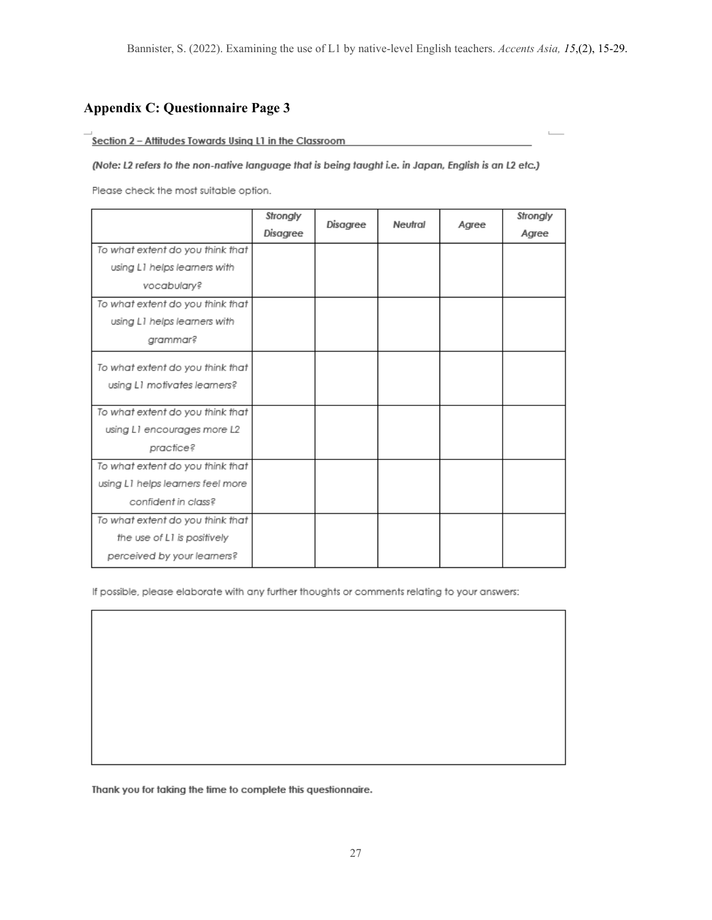## Appendix C: Questionnaire Page 3

Section 2 – Attitudes Towards Using L1 in the Classroom

***(Note: L2 refers to the non-native language that is being taught i.e. in Japan, English is an L2 etc.)***

Please check the most suitable option.

| | Strongly Disagree | Disagree | Neutral | Agree | Strongly Agree |
|---|---|---|---|---|---|
| To what extent do you think that using L1 helps learners with vocabulary? | | | | | |
| To what extent do you think that using L1 helps learners with grammar? | | | | | |
| To what extent do you think that using L1 motivates learners? | | | | | |
| To what extent do you think that using L1 encourages more L2 practice? | | | | | |
| To what extent do you think that using L1 helps learners feel more confident in class? | | | | | |
| To what extent do you think that the use of L1 is positively perceived by your learners? | | | | | |

If possible, please elaborate with any further thoughts or comments relating to your answers:

| |
|---|
| |

**Thank you for taking the time to complete this questionnaire.**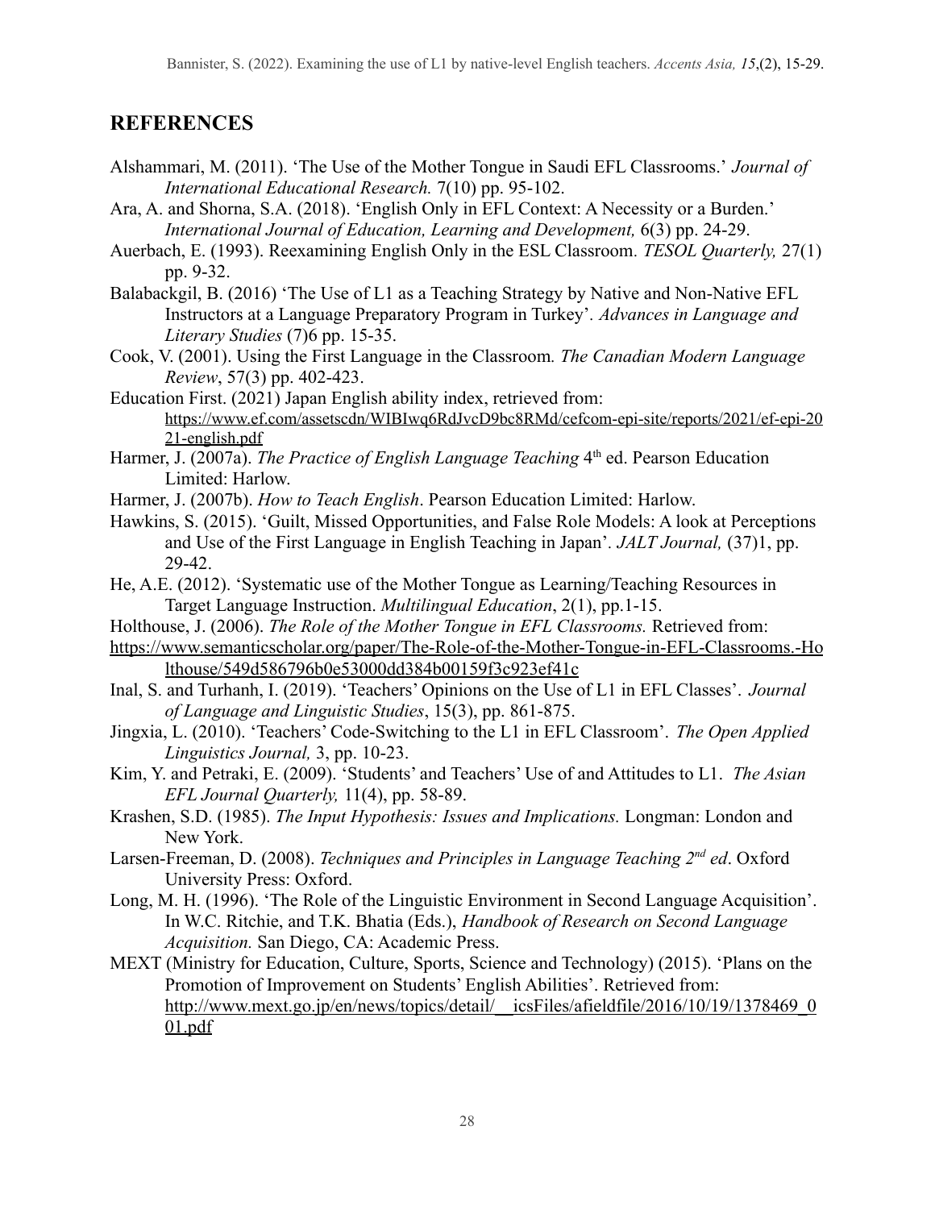## REFERENCES

Alshammari, M. (2011). 'The Use of the Mother Tongue in Saudi EFL Classrooms.' *Journal of International Educational Research.* 7(10) pp. 95-102.

Ara, A. and Shorna, S.A. (2018). 'English Only in EFL Context: A Necessity or a Burden.' *International Journal of Education, Learning and Development,* 6(3) pp. 24-29.

Auerbach, E. (1993). Reexamining English Only in the ESL Classroom. *TESOL Quarterly,* 27(1) pp. 9-32.

Balabackgil, B. (2016) 'The Use of L1 as a Teaching Strategy by Native and Non-Native EFL Instructors at a Language Preparatory Program in Turkey'. *Advances in Language and Literary Studies* (7)6 pp. 15-35.

Cook, V. (2001). Using the First Language in the Classroom*. The Canadian Modern Language Review*, 57(3) pp. 402-423.

Education First. (2021) Japan English ability index, retrieved from: https://www.ef.com/assetscdn/WIBIwq6RdJvcD9bc8RMd/cefcom-epi-site/reports/2021/ef-epi-2021-english.pdf

Harmer, J. (2007a). *The Practice of English Language Teaching* 4th ed. Pearson Education Limited: Harlow.

Harmer, J. (2007b). *How to Teach English*. Pearson Education Limited: Harlow.

Hawkins, S. (2015). 'Guilt, Missed Opportunities, and False Role Models: A look at Perceptions and Use of the First Language in English Teaching in Japan'. *JALT Journal,* (37)1, pp. 29-42.

He, A.E. (2012). 'Systematic use of the Mother Tongue as Learning/Teaching Resources in Target Language Instruction. *Multilingual Education*, 2(1), pp.1-15.

Holthouse, J. (2006). *The Role of the Mother Tongue in EFL Classrooms.* Retrieved from: https://www.semanticscholar.org/paper/The-Role-of-the-Mother-Tongue-in-EFL-Classrooms.-Holthouse/549d586796b0e53000dd384b00159f3c923ef41c

Inal, S. and Turhanh, I. (2019). 'Teachers' Opinions on the Use of L1 in EFL Classes'. *Journal of Language and Linguistic Studies*, 15(3), pp. 861-875.

Jingxia, L. (2010). 'Teachers' Code-Switching to the L1 in EFL Classroom'. *The Open Applied Linguistics Journal,* 3, pp. 10-23.

Kim, Y. and Petraki, E. (2009). 'Students' and Teachers' Use of and Attitudes to L1. *The Asian EFL Journal Quarterly,* 11(4), pp. 58-89.

Krashen, S.D. (1985). *The Input Hypothesis: Issues and Implications.* Longman: London and New York.

Larsen-Freeman, D. (2008). *Techniques and Principles in Language Teaching 2nd ed*. Oxford University Press: Oxford.

Long, M. H. (1996). 'The Role of the Linguistic Environment in Second Language Acquisition'. In W.C. Ritchie, and T.K. Bhatia (Eds.), *Handbook of Research on Second Language Acquisition.* San Diego, CA: Academic Press.

MEXT (Ministry for Education, Culture, Sports, Science and Technology) (2015). 'Plans on the Promotion of Improvement on Students' English Abilities'. Retrieved from: http://www.mext.go.jp/en/news/topics/detail/__icsFiles/afieldfile/2016/10/19/1378469_001.pdf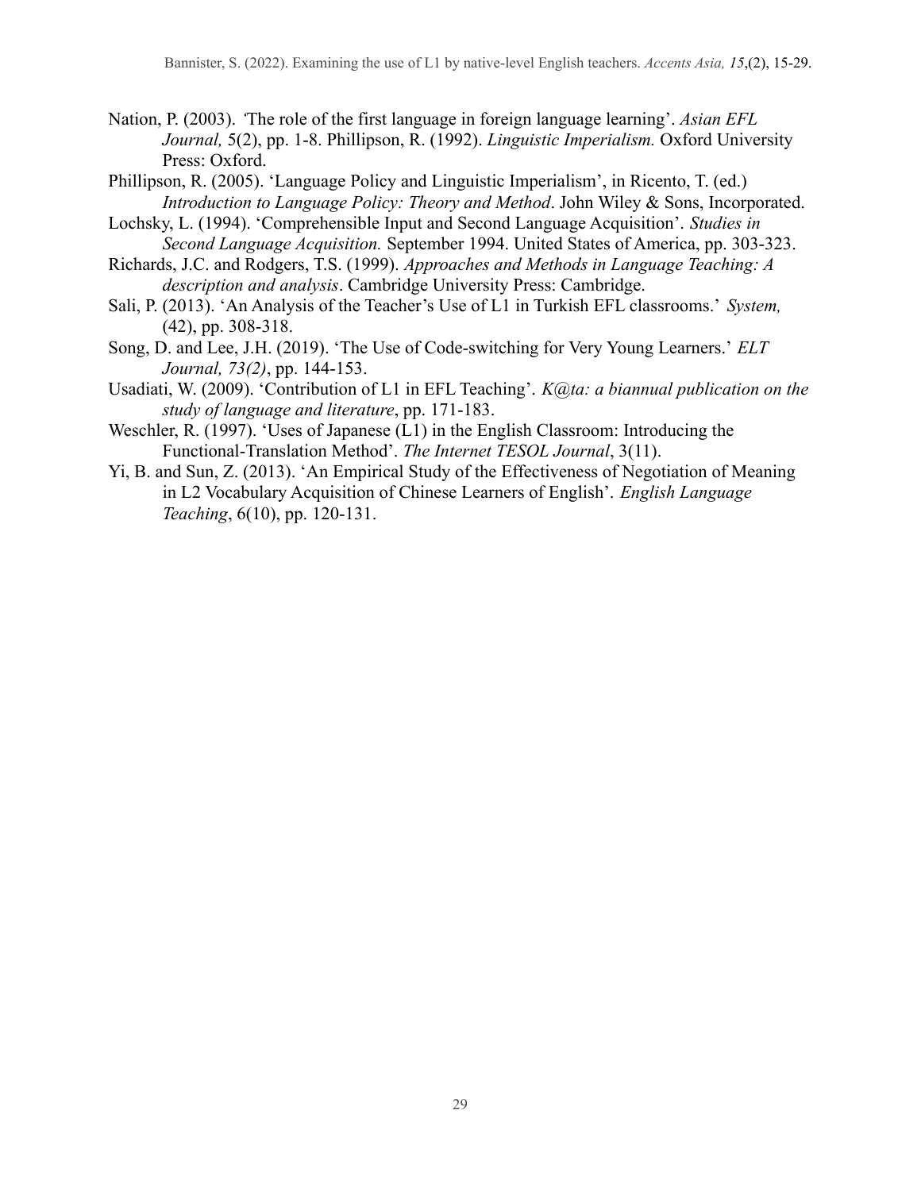Nation, P. (2003). 'The role of the first language in foreign language learning'. *Asian EFL Journal,* 5(2), pp. 1-8. Phillipson, R. (1992). *Linguistic Imperialism.* Oxford University Press: Oxford.

Phillipson, R. (2005). 'Language Policy and Linguistic Imperialism', in Ricento, T. (ed.) *Introduction to Language Policy: Theory and Method*. John Wiley & Sons, Incorporated.

Lochsky, L. (1994). 'Comprehensible Input and Second Language Acquisition'. *Studies in Second Language Acquisition.* September 1994. United States of America, pp. 303-323.

Richards, J.C. and Rodgers, T.S. (1999). *Approaches and Methods in Language Teaching: A description and analysis*. Cambridge University Press: Cambridge.

Sali, P. (2013). 'An Analysis of the Teacher's Use of L1 in Turkish EFL classrooms.' *System,* (42), pp. 308-318.

Song, D. and Lee, J.H. (2019). 'The Use of Code-switching for Very Young Learners.' *ELT Journal, 73(2)*, pp. 144-153.

Usadiati, W. (2009). 'Contribution of L1 in EFL Teaching'. *K@ta: a biannual publication on the study of language and literature*, pp. 171-183.

Weschler, R. (1997). 'Uses of Japanese (L1) in the English Classroom: Introducing the Functional-Translation Method'. *The Internet TESOL Journal*, 3(11).

Yi, B. and Sun, Z. (2013). 'An Empirical Study of the Effectiveness of Negotiation of Meaning in L2 Vocabulary Acquisition of Chinese Learners of English'. *English Language Teaching*, 6(10), pp. 120-131.